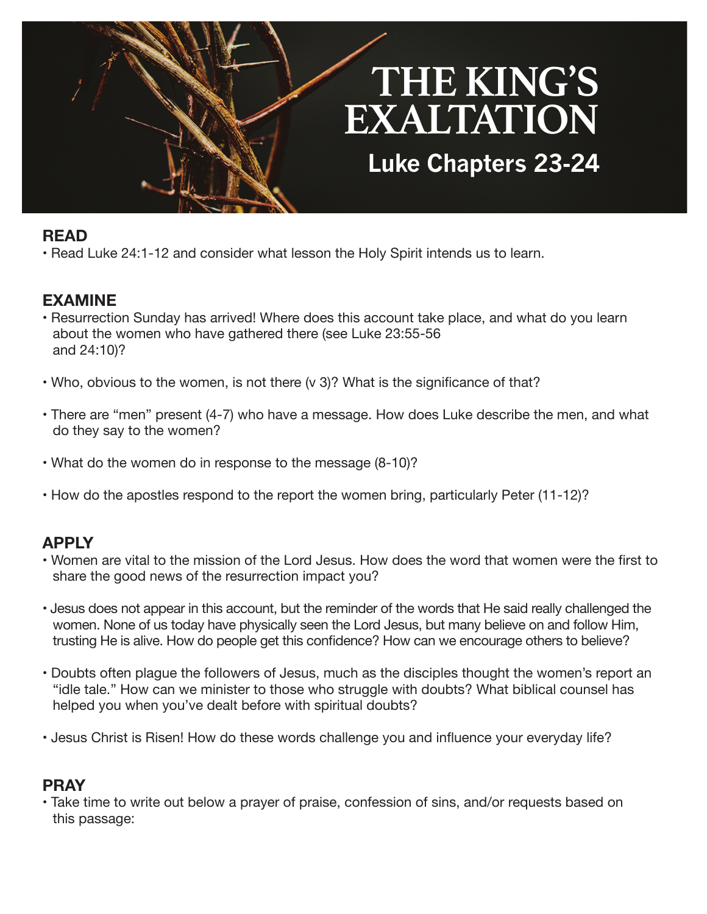# THE KING'S EXALTATION

## Luke Chapters 23-24

## READ

- Read Luke 24:1-12 and consider what lesson the Holy Spirit intends us to learn.

## EXAMINE

- Resurrection Sunday has arrived! Where does this account take place, and what do you learn about the women who have gathered there (see Luke 23:55-56 and 24:10)?
- Who, obvious to the women, is not there (v 3)? What is the significance of that?
- There are "men" present (4-7) who have a message. How does Luke describe the men, and what do they say to the women?
- What do the women do in response to the message (8-10)?
- How do the apostles respond to the report the women bring, particularly Peter (11-12)?

## APPLY

- Women are vital to the mission of the Lord Jesus. How does the word that women were the first to share the good news of the resurrection impact you?
- Jesus does not appear in this account, but the reminder of the words that He said really challenged the women. None of us today have physically seen the Lord Jesus, but many believe on and follow Him, trusting He is alive. How do people get this confidence? How can we encourage others to believe?
- Doubts often plague the followers of Jesus, much as the disciples thought the women's report an "idle tale." How can we minister to those who struggle with doubts? What biblical counsel has helped you when you've dealt before with spiritual doubts?
- Jesus Christ is Risen! How do these words challenge you and influence your everyday life?

## PRAY

- Take time to write out below a prayer of praise, confession of sins, and/or requests based on this passage: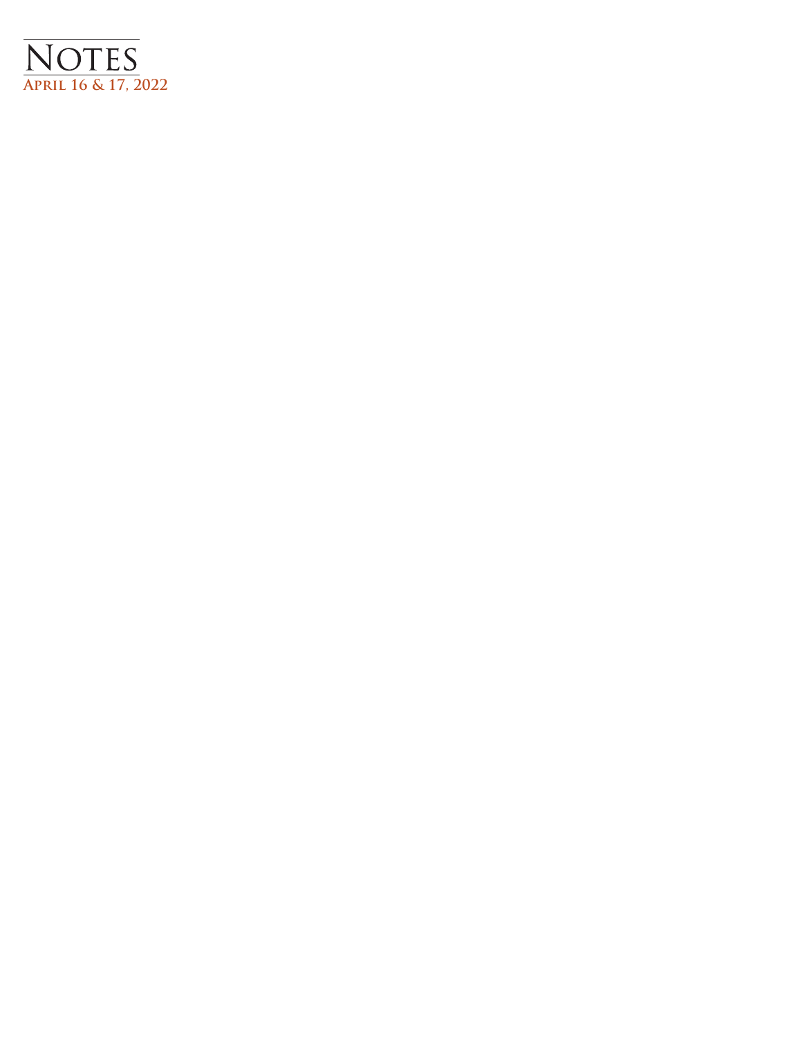# Notes

**April 16 & 17, 2022**